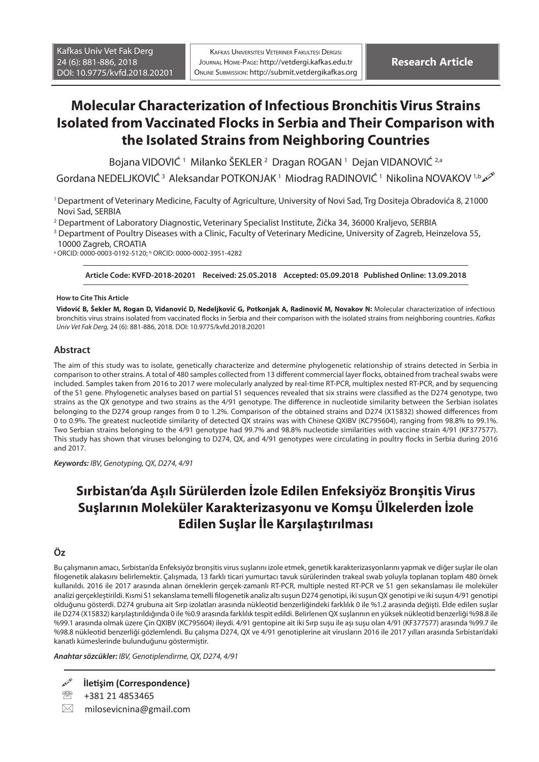Research Article

# Molecular Characterization of Infectious Bronchitis Virus Strains Isolated from Vaccinated Flocks in Serbia and Their Comparison with the Isolated Strains from Neighboring Countries

Bojana VIDOVIĆ [1] Milanko ŠEKLER [2] Dragan ROGAN [1] Dejan VIDANOVIĆ [2,a] Gordana NEDELJKOVIĆ [3] Aleksandar POTKONJAK [1] Miodrag RADINOVIĆ [1] Nikolina NOVAKOV [1,b]

[1] Department of Veterinary Medicine, Faculty of Agriculture, University of Novi Sad, Trg Dositeja Obradovića 8, 21000 Novi Sad, SERBIA

[2] Department of Laboratory Diagnostic, Veterinary Specialist Institute, Žička 34, 36000 Kraljevo, SERBIA

[3] Department of Poultry Diseases with a Clinic, Faculty of Veterinary Medicine, University of Zagreb, Heinzelova 55, 10000 Zagreb, CROATIA

[a] ORCID: 0000-0003-0192-5120; [b] ORCID: 0000-0002-3951-4282

**Article Code: KVFD-2018-20201 Received: 25.05.2018 Accepted: 05.09.2018 Published Online: 13.09.2018**

**How to Cite This Article**

**Vidović B, Šekler M, Rogan D, Vidanović D, Nedeljković G, Potkonjak A, Radinović M, Novakov N:** Molecular characterization of infectious bronchitis virus strains isolated from vaccinated flocks in Serbia and their comparison with the isolated strains from neighboring countries. *Kafkas Univ Vet Fak Derg,* 24 (6): 881-886, 2018. DOI: 10.9775/kvfd.2018.20201

## Abstract

The aim of this study was to isolate, genetically characterize and determine phylogenetic relationship of strains detected in Serbia in comparison to other strains. A total of 480 samples collected from 13 different commercial layer flocks, obtained from tracheal swabs were included. Samples taken from 2016 to 2017 were molecularly analyzed by real-time RT-PCR, multiplex nested RT-PCR, and by sequencing of the S1 gene. Phylogenetic analyses based on partial S1 sequences revealed that six strains were classified as the D274 genotype, two strains as the QX genotype and two strains as the 4/91 genotype. The difference in nucleotide similarity between the Serbian isolates belonging to the D274 group ranges from 0 to 1.2%. Comparison of the obtained strains and D274 (X15832) showed differences from 0 to 0.9%. The greatest nucleotide similarity of detected QX strains was with Chinese QXIBV (KC795604), ranging from 98.8% to 99.1%. Two Serbian strains belonging to the 4/91 genotype had 99.7% and 98.8% nucleotide similarities with vaccine strain 4/91 (KF377577). This study has shown that viruses belonging to D274, QX, and 4/91 genotypes were circulating in poultry flocks in Serbia during 2016 and 2017.

***Keywords:*** *IBV, Genotyping, QX, D274, 4/91*

# Sırbistan'da Aşılı Sürülerden İzole Edilen Enfeksiyöz Bronşitis Virus Suşlarının Moleküler Karakterizasyonu ve Komşu Ülkelerden İzole Edilen Suşlar İle Karşılaştırılması

## Öz

Bu çalışmanın amacı, Sırbistan'da Enfeksiyöz bronşitis virus suşlarını izole etmek, genetik karakterizasyonlarını yapmak ve diğer suşlar ile olan filogenetik alakasını belirlemektir. Çalışmada, 13 farklı ticari yumurtacı tavuk sürülerinden trakeal swab yoluyla toplanan toplam 480 örnek kullanıldı. 2016 ile 2017 arasında alınan örneklerin gerçek-zamanlı RT-PCR, multiple nested RT-PCR ve S1 gen sekanslaması ile moleküler analizi gerçekleştirildi. Kısmi S1 sekanslama temelli filogenetik analiz altı suşun D274 genotipi, iki suşun QX genotipi ve iki suşun 4/91 genotipi olduğunu gösterdi. D274 grubuna ait Sırp izolatları arasında nükleotid benzerliğindeki farklılık 0 ile %1.2 arasında değişti. Elde edilen suşlar ile D274 (X15832) karşılaştırıldığında 0 ile %0.9 arasında farklılık tespit edildi. Belirlenen QX suşlarının en yüksek nükleotid benzerliği %98.8 ile %99.1 arasında olmak üzere Çin QXIBV (KC795604) ileydi. 4/91 gentopine ait iki Sırp suşu ile aşı suşu olan 4/91 (KF377577) arasında %99.7 ile %98.8 nükleotid benzerliği gözlemlendi. Bu çalışma D274, QX ve 4/91 genotiplerine ait virusların 2016 ile 2017 yılları arasında Sırbistan'daki kanatlı kümeslerinde bulunduğunu göstermiştir.

***Anahtar sözcükler:*** *IBV, Genotiplendirme, QX, D274, 4/91*

**İletişim (Correspondence)**

+381 21 4853465

milosevicnina@gmail.com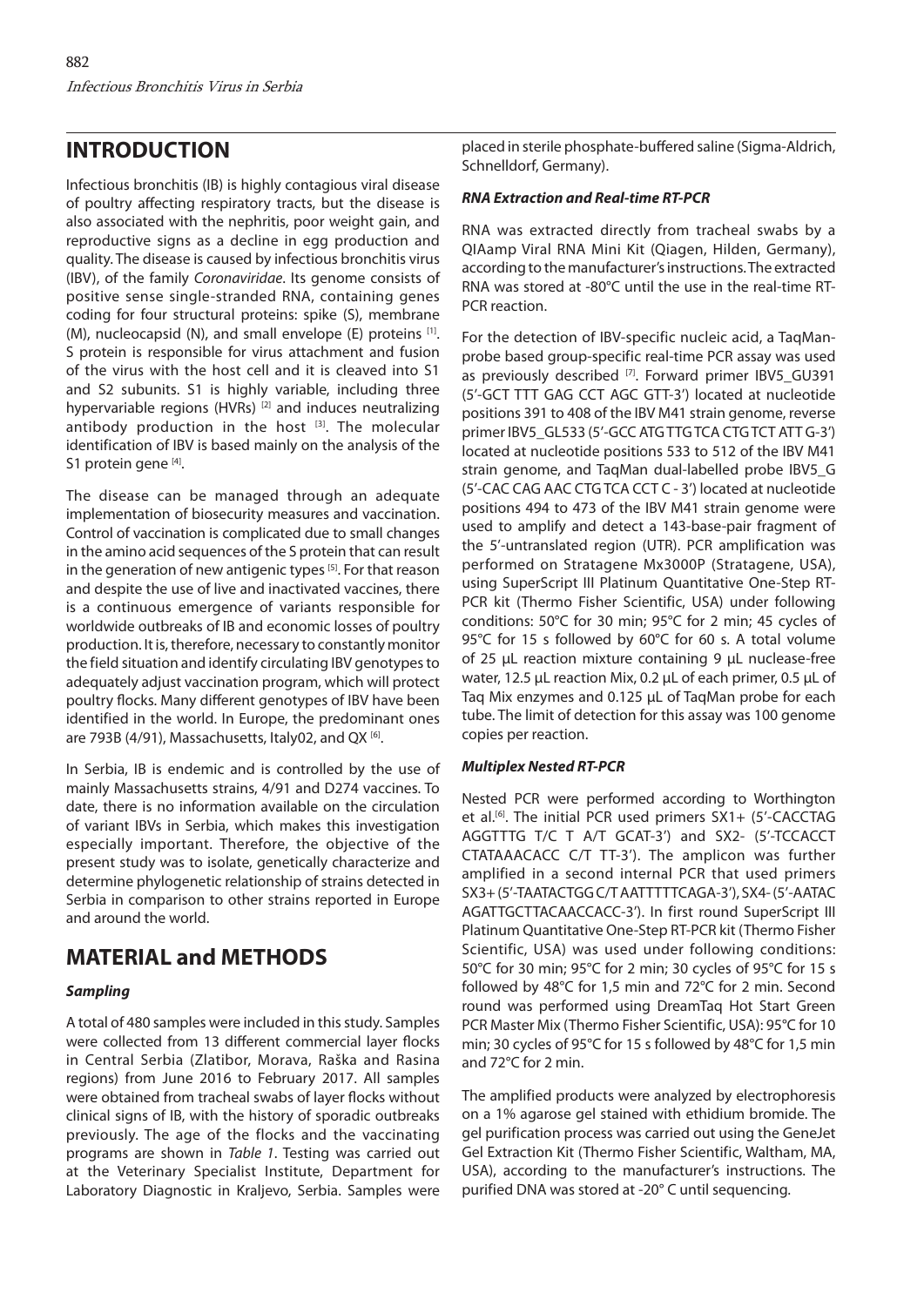## INTRODUCTION

Infectious bronchitis (IB) is highly contagious viral disease of poultry affecting respiratory tracts, but the disease is also associated with the nephritis, poor weight gain, and reproductive signs as a decline in egg production and quality. The disease is caused by infectious bronchitis virus (IBV), of the family *Coronaviridae*. Its genome consists of positive sense single-stranded RNA, containing genes coding for four structural proteins: spike (S), membrane (M), nucleocapsid (N), and small envelope (E) proteins [1]. S protein is responsible for virus attachment and fusion of the virus with the host cell and it is cleaved into S1 and S2 subunits. S1 is highly variable, including three hypervariable regions (HVRs) [2] and induces neutralizing antibody production in the host [3]. The molecular identification of IBV is based mainly on the analysis of the S1 protein gene [4].

The disease can be managed through an adequate implementation of biosecurity measures and vaccination. Control of vaccination is complicated due to small changes in the amino acid sequences of the S protein that can result in the generation of new antigenic types [5]. For that reason and despite the use of live and inactivated vaccines, there is a continuous emergence of variants responsible for worldwide outbreaks of IB and economic losses of poultry production. It is, therefore, necessary to constantly monitor the field situation and identify circulating IBV genotypes to adequately adjust vaccination program, which will protect poultry flocks. Many different genotypes of IBV have been identified in the world. In Europe, the predominant ones are 793B (4/91), Massachusetts, Italy02, and QX [6].

In Serbia, IB is endemic and is controlled by the use of mainly Massachusetts strains, 4/91 and D274 vaccines. To date, there is no information available on the circulation of variant IBVs in Serbia, which makes this investigation especially important. Therefore, the objective of the present study was to isolate, genetically characterize and determine phylogenetic relationship of strains detected in Serbia in comparison to other strains reported in Europe and around the world.

## MATERIAL and METHODS

### *Sampling*

A total of 480 samples were included in this study. Samples were collected from 13 different commercial layer flocks in Central Serbia (Zlatibor, Morava, Raška and Rasina regions) from June 2016 to February 2017. All samples were obtained from tracheal swabs of layer flocks without clinical signs of IB, with the history of sporadic outbreaks previously. The age of the flocks and the vaccinating programs are shown in *Table 1*. Testing was carried out at the Veterinary Specialist Institute, Department for Laboratory Diagnostic in Kraljevo, Serbia. Samples were placed in sterile phosphate-buffered saline (Sigma-Aldrich, Schnelldorf, Germany).

### *RNA Extraction and Real-time RT-PCR*

RNA was extracted directly from tracheal swabs by a QIAamp Viral RNA Mini Kit (Qiagen, Hilden, Germany), according to the manufacturer's instructions. The extracted RNA was stored at -80°C until the use in the real-time RT-PCR reaction.

For the detection of IBV-specific nucleic acid, a TaqMan-probe based group-specific real-time PCR assay was used as previously described [7]. Forward primer IBV5_GU391 (5'-GCT TTT GAG CCT AGC GTT-3') located at nucleotide positions 391 to 408 of the IBV M41 strain genome, reverse primer IBV5_GL533 (5'-GCC ATG TTG TCA CTG TCT ATT G-3') located at nucleotide positions 533 to 512 of the IBV M41 strain genome, and TaqMan dual-labelled probe IBV5_G (5'-CAC CAG AAC CTG TCA CCT C - 3') located at nucleotide positions 494 to 473 of the IBV M41 strain genome were used to amplify and detect a 143-base-pair fragment of the 5'-untranslated region (UTR). PCR amplification was performed on Stratagene Mx3000P (Stratagene, USA), using SuperScript III Platinum Quantitative One-Step RT-PCR kit (Thermo Fisher Scientific, USA) under following conditions: 50°C for 30 min; 95°C for 2 min; 45 cycles of 95°C for 15 s followed by 60°C for 60 s. A total volume of 25 µL reaction mixture containing 9 µL nuclease-free water, 12.5 µL reaction Mix, 0.2 µL of each primer, 0.5 µL of Taq Mix enzymes and 0.125 µL of TaqMan probe for each tube. The limit of detection for this assay was 100 genome copies per reaction.

### *Multiplex Nested RT-PCR*

Nested PCR were performed according to Worthington et al.[6]. The initial PCR used primers SX1+ (5'-CACCTAG AGGTTTG T/C T A/T GCAT-3') and SX2- (5'-TCCACCT CTATAAACACC C/T TT-3'). The amplicon was further amplified in a second internal PCR that used primers SX3+ (5'-TAATACTGG C/T AATTTTTCAGA-3'), SX4- (5'-AATAC AGATTGCTTACAACCACC-3'). In first round SuperScript III Platinum Quantitative One-Step RT-PCR kit (Thermo Fisher Scientific, USA) was used under following conditions: 50°C for 30 min; 95°C for 2 min; 30 cycles of 95°C for 15 s followed by 48°C for 1,5 min and 72°C for 2 min. Second round was performed using DreamTaq Hot Start Green PCR Master Mix (Thermo Fisher Scientific, USA): 95°C for 10 min; 30 cycles of 95°C for 15 s followed by 48°C for 1,5 min and 72°C for 2 min.

The amplified products were analyzed by electrophoresis on a 1% agarose gel stained with ethidium bromide. The gel purification process was carried out using the GeneJet Gel Extraction Kit (Thermo Fisher Scientific, Waltham, MA, USA), according to the manufacturer's instructions. The purified DNA was stored at -20° C until sequencing.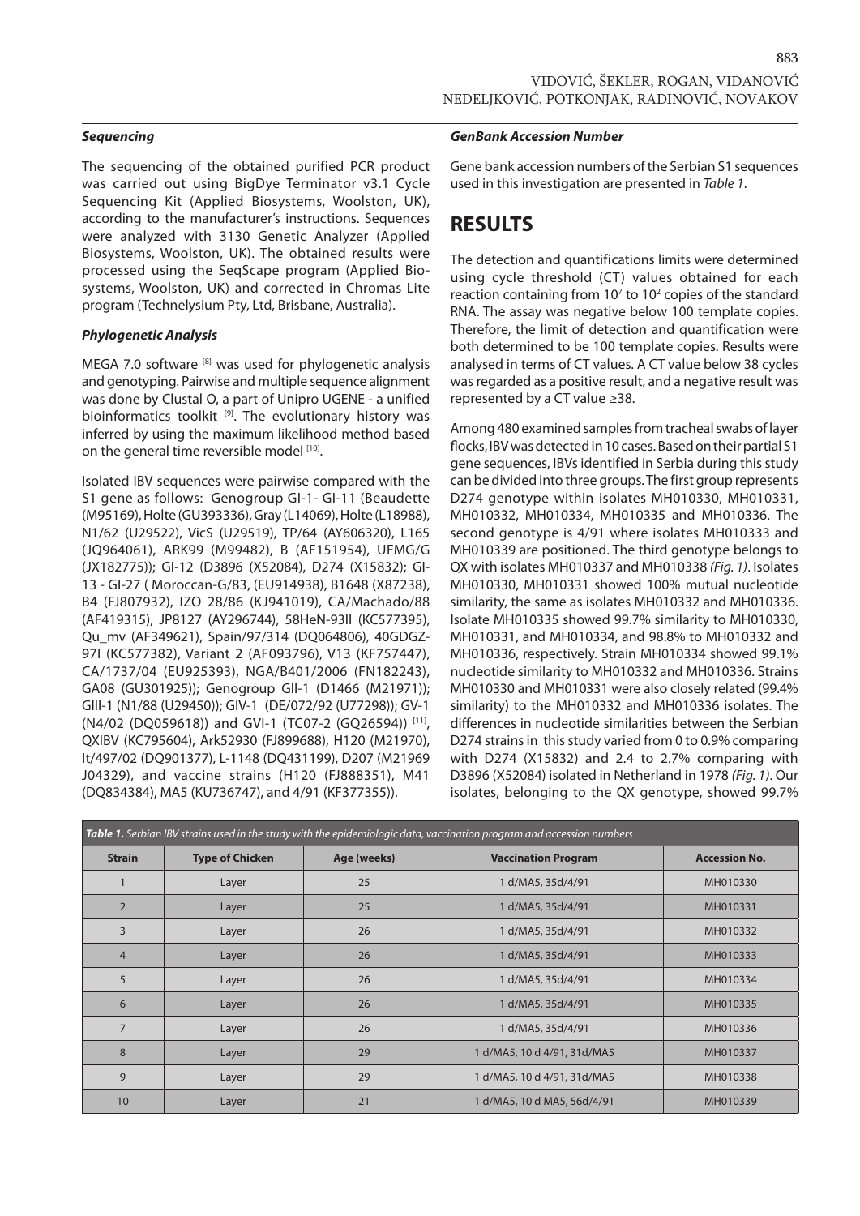### Sequencing

The sequencing of the obtained purified PCR product was carried out using BigDye Terminator v3.1 Cycle Sequencing Kit (Applied Biosystems, Woolston, UK), according to the manufacturer's instructions. Sequences were analyzed with 3130 Genetic Analyzer (Applied Biosystems, Woolston, UK). The obtained results were processed using the SeqScape program (Applied Biosystems, Woolston, UK) and corrected in Chromas Lite program (Technelysium Pty, Ltd, Brisbane, Australia).

### Phylogenetic Analysis

MEGA 7.0 software [8] was used for phylogenetic analysis and genotyping. Pairwise and multiple sequence alignment was done by Clustal O, a part of Unipro UGENE - a unified bioinformatics toolkit [9]. The evolutionary history was inferred by using the maximum likelihood method based on the general time reversible model [10].

Isolated IBV sequences were pairwise compared with the S1 gene as follows: Genogroup GI-1- GI-11 (Beaudette (M95169), Holte (GU393336), Gray (L14069), Holte (L18988), N1/62 (U29522), VicS (U29519), TP/64 (AY606320), L165 (JQ964061), ARK99 (M99482), B (AF151954), UFMG/G (JX182775)); GI-12 (D3896 (X52084), D274 (X15832); GI-13 - GI-27 ( Moroccan-G/83, (EU914938), B1648 (X87238), B4 (FJ807932), IZO 28/86 (KJ941019), CA/Machado/88 (AF419315), JP8127 (AY296744), 58HeN-93II (KC577395), Qu_mv (AF349621), Spain/97/314 (DQ064806), 40GDGZ-97I (KC577382), Variant 2 (AF093796), V13 (KF757447), CA/1737/04 (EU925393), NGA/B401/2006 (FN182243), GA08 (GU301925)); Genogroup GII-1 (D1466 (M21971)); GIII-1 (N1/88 (U29450)); GIV-1 (DE/072/92 (U77298)); GV-1 (N4/02 (DQ059618)) and GVI-1 (TC07-2 (GQ26594)) [11], QXIBV (KC795604), Ark52930 (FJ899688), H120 (M21970), It/497/02 (DQ901377), L-1148 (DQ431199), D207 (M21969 J04329), and vaccine strains (H120 (FJ888351), M41 (DQ834384), MA5 (KU736747), and 4/91 (KF377355)).

### GenBank Accession Number

Gene bank accession numbers of the Serbian S1 sequences used in this investigation are presented in *Table 1*.

## RESULTS

The detection and quantifications limits were determined using cycle threshold (CT) values obtained for each reaction containing from $10^7$ to $10^2$ copies of the standard RNA. The assay was negative below 100 template copies. Therefore, the limit of detection and quantification were both determined to be 100 template copies. Results were analysed in terms of CT values. A CT value below 38 cycles was regarded as a positive result, and a negative result was represented by a CT value ≥38.

Among 480 examined samples from tracheal swabs of layer flocks, IBV was detected in 10 cases. Based on their partial S1 gene sequences, IBVs identified in Serbia during this study can be divided into three groups. The first group represents D274 genotype within isolates MH010330, MH010331, MH010332, MH010334, MH010335 and MH010336. The second genotype is 4/91 where isolates MH010333 and MH010339 are positioned. The third genotype belongs to QX with isolates MH010337 and MH010338 *(Fig. 1)*. Isolates MH010330, MH010331 showed 100% mutual nucleotide similarity, the same as isolates MH010332 and MH010336. Isolate MH010335 showed 99.7% similarity to MH010330, MH010331, and MH010334, and 98.8% to MH010332 and MH010336, respectively. Strain MH010334 showed 99.1% nucleotide similarity to MH010332 and MH010336. Strains MH010330 and MH010331 were also closely related (99.4% similarity) to the MH010332 and MH010336 isolates. The differences in nucleotide similarities between the Serbian D274 strains in this study varied from 0 to 0.9% comparing with D274 (X15832) and 2.4 to 2.7% comparing with D3896 (X52084) isolated in Netherland in 1978 *(Fig. 1)*. Our isolates, belonging to the QX genotype, showed 99.7%

***Table 1.** Serbian IBV strains used in the study with the epidemiologic data, vaccination program and accession numbers*

| Strain | Type of Chicken | Age (weeks) | Vaccination Program | Accession No. |
|---|---|---|---|---|
| 1 | Layer | 25 | 1 d/MA5, 35d/4/91 | MH010330 |
| 2 | Layer | 25 | 1 d/MA5, 35d/4/91 | MH010331 |
| 3 | Layer | 26 | 1 d/MA5, 35d/4/91 | MH010332 |
| 4 | Layer | 26 | 1 d/MA5, 35d/4/91 | MH010333 |
| 5 | Layer | 26 | 1 d/MA5, 35d/4/91 | MH010334 |
| 6 | Layer | 26 | 1 d/MA5, 35d/4/91 | MH010335 |
| 7 | Layer | 26 | 1 d/MA5, 35d/4/91 | MH010336 |
| 8 | Layer | 29 | 1 d/MA5, 10 d 4/91, 31d/MA5 | MH010337 |
| 9 | Layer | 29 | 1 d/MA5, 10 d 4/91, 31d/MA5 | MH010338 |
| 10 | Layer | 21 | 1 d/MA5, 10 d MA5, 56d/4/91 | MH010339 |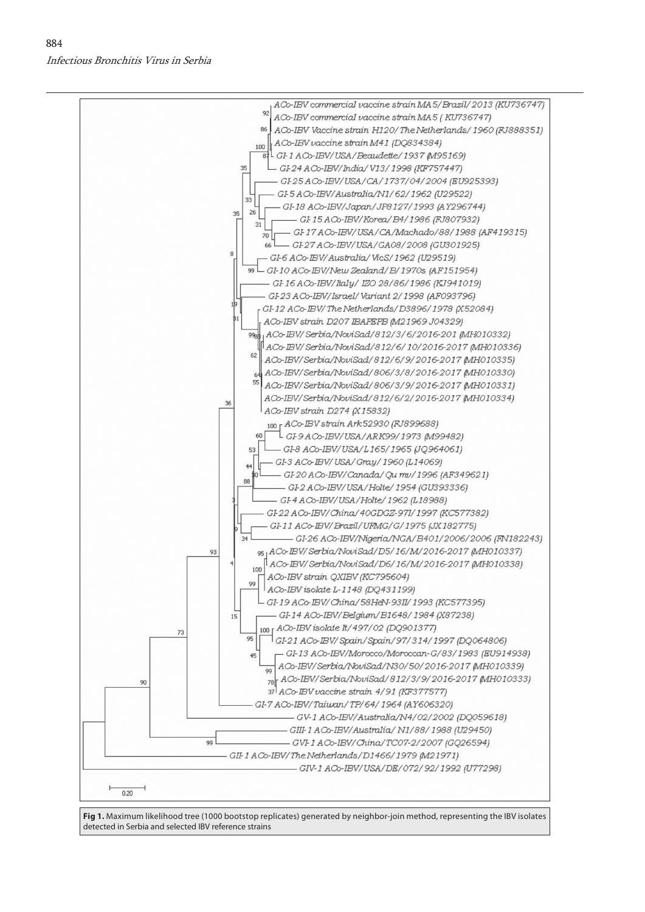**Fig 1.** Maximum likelihood tree (1000 bootstop replicates) generated by neighbor-join method, representing the IBV isolates detected in Serbia and selected IBV reference strains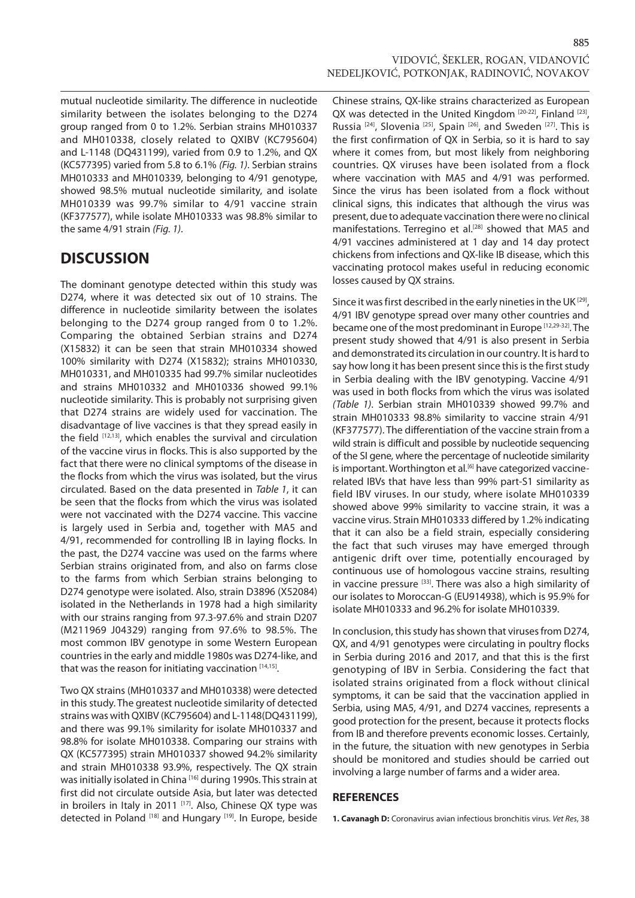mutual nucleotide similarity. The difference in nucleotide similarity between the isolates belonging to the D274 group ranged from 0 to 1.2%. Serbian strains MH010337 and MH010338, closely related to QXIBV (KC795604) and L-1148 (DQ431199), varied from 0.9 to 1.2%, and QX (KC577395) varied from 5.8 to 6.1% *(Fig. 1)*. Serbian strains MH010333 and MH010339, belonging to 4/91 genotype, showed 98.5% mutual nucleotide similarity, and isolate MH010339 was 99.7% similar to 4/91 vaccine strain (KF377577), while isolate MH010333 was 98.8% similar to the same 4/91 strain *(Fig. 1)*.

## DISCUSSION

The dominant genotype detected within this study was D274, where it was detected six out of 10 strains. The difference in nucleotide similarity between the isolates belonging to the D274 group ranged from 0 to 1.2%. Comparing the obtained Serbian strains and D274 (X15832) it can be seen that strain MH010334 showed 100% similarity with D274 (X15832); strains MH010330, MH010331, and MH010335 had 99.7% similar nucleotides and strains MH010332 and MH010336 showed 99.1% nucleotide similarity. This is probably not surprising given that D274 strains are widely used for vaccination. The disadvantage of live vaccines is that they spread easily in the field [12,13], which enables the survival and circulation of the vaccine virus in flocks. This is also supported by the fact that there were no clinical symptoms of the disease in the flocks from which the virus was isolated, but the virus circulated. Based on the data presented in *Table 1*, it can be seen that the flocks from which the virus was isolated were not vaccinated with the D274 vaccine. This vaccine is largely used in Serbia and, together with MA5 and 4/91, recommended for controlling IB in laying flocks. In the past, the D274 vaccine was used on the farms where Serbian strains originated from, and also on farms close to the farms from which Serbian strains belonging to D274 genotype were isolated. Also, strain D3896 (X52084) isolated in the Netherlands in 1978 had a high similarity with our strains ranging from 97.3-97.6% and strain D207 (M211969 J04329) ranging from 97.6% to 98.5%. The most common IBV genotype in some Western European countries in the early and middle 1980s was D274-like, and that was the reason for initiating vaccination [14,15].

Two QX strains (MH010337 and MH010338) were detected in this study. The greatest nucleotide similarity of detected strains was with QXIBV (KC795604) and L-1148(DQ431199), and there was 99.1% similarity for isolate MH010337 and 98.8% for isolate MH010338. Comparing our strains with QX (KC577395) strain MH010337 showed 94.2% similarity and strain MH010338 93.9%, respectively. The QX strain was initially isolated in China [16] during 1990s. This strain at first did not circulate outside Asia, but later was detected in broilers in Italy in 2011 [17]. Also, Chinese QX type was detected in Poland [18] and Hungary [19]. In Europe, beside Chinese strains, QX-like strains characterized as European QX was detected in the United Kingdom [20-22], Finland [23], Russia [24], Slovenia [25], Spain [26], and Sweden [27]. This is the first confirmation of QX in Serbia, so it is hard to say where it comes from, but most likely from neighboring countries. QX viruses have been isolated from a flock where vaccination with MA5 and 4/91 was performed. Since the virus has been isolated from a flock without clinical signs, this indicates that although the virus was present, due to adequate vaccination there were no clinical manifestations. Terregino et al.[28] showed that MA5 and 4/91 vaccines administered at 1 day and 14 day protect chickens from infections and QX-like IB disease, which this vaccinating protocol makes useful in reducing economic losses caused by QX strains.

Since it was first described in the early nineties in the UK [29], 4/91 IBV genotype spread over many other countries and became one of the most predominant in Europe [12,29-32]. The present study showed that 4/91 is also present in Serbia and demonstrated its circulation in our country. It is hard to say how long it has been present since this is the first study in Serbia dealing with the IBV genotyping. Vaccine 4/91 was used in both flocks from which the virus was isolated *(Table 1)*. Serbian strain MH010339 showed 99.7% and strain MH010333 98.8% similarity to vaccine strain 4/91 (KF377577). The differentiation of the vaccine strain from a wild strain is difficult and possible by nucleotide sequencing of the SI gene, where the percentage of nucleotide similarity is important. Worthington et al.[6] have categorized vaccine-related IBVs that have less than 99% part-S1 similarity as field IBV viruses. In our study, where isolate MH010339 showed above 99% similarity to vaccine strain, it was a vaccine virus. Strain MH010333 differed by 1.2% indicating that it can also be a field strain, especially considering the fact that such viruses may have emerged through antigenic drift over time, potentially encouraged by continuous use of homologous vaccine strains, resulting in vaccine pressure [33]. There was also a high similarity of our isolates to Moroccan-G (EU914938), which is 95.9% for isolate MH010333 and 96.2% for isolate MH010339.

In conclusion, this study has shown that viruses from D274, QX, and 4/91 genotypes were circulating in poultry flocks in Serbia during 2016 and 2017, and that this is the first genotyping of IBV in Serbia. Considering the fact that isolated strains originated from a flock without clinical symptoms, it can be said that the vaccination applied in Serbia, using MA5, 4/91, and D274 vaccines, represents a good protection for the present, because it protects flocks from IB and therefore prevents economic losses. Certainly, in the future, the situation with new genotypes in Serbia should be monitored and studies should be carried out involving a large number of farms and a wider area.

## REFERENCES

**1. Cavanagh D:** Coronavirus avian infectious bronchitis virus. *Vet Res*, 38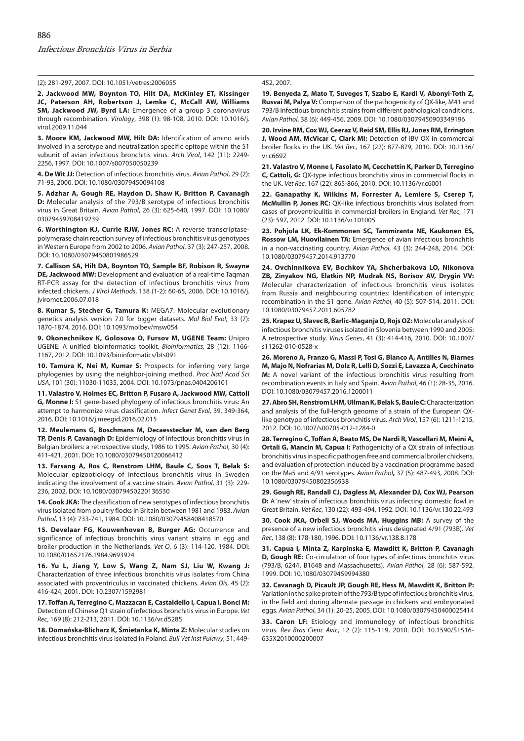(2): 281-297, 2007. DOI: 10.1051/vetres:2006055

**2. Jackwood MW, Boynton TO, Hilt DA, McKinley ET, Kissinger JC, Paterson AH, Robertson J, Lemke C, McCall AW, Williams SM, Jackwood JW, Byrd LA:** Emergence of a group 3 coronavirus through recombination. *Virology*, 398 (1): 98-108, 2010. DOI: 10.1016/j.virol.2009.11.044

**3. Moore KM, Jackwood MW, Hilt DA:** Identification of amino acids involved in a serotype and neutralization specific epitope within the S1 subunit of avian infectious bronchitis virus. *Arch Virol*, 142 (11): 2249-2256, 1997. DOI: 10.1007/s007050050239

**4. De Wit JJ:** Detection of infectious bronchitis virus. *Avian Pathol*, 29 (2): 71-93, 2000. DOI: 10.1080/03079450094108

**5. Adzhar A, Gough RE, Haydon D, Shaw K, Britton P, Cavanagh D:** Molecular analysis of the 793/B serotype of infectious bronchitis virus in Great Britain. *Avian Pathol*, 26 (3): 625-640, 1997. DOI: 10.1080/03079459708419239

**6. Worthington KJ, Currie RJW, Jones RC:** A reverse transcriptase-polymerase chain reaction survey of infectious bronchitis virus genotypes in Western Europe from 2002 to 2006. *Avian Pathol*, 37 (3): 247-257, 2008. DOI: 10.1080/03079450801986529

**7. Callison SA, Hilt DA, Boynton TO, Sample BF, Robison R, Swayne DE, Jackwood MW:** Development and evaluation of a real-time Taqman RT-PCR assay for the detection of infectious bronchitis virus from infected chickens. *J Virol Methods*, 138 (1-2): 60-65, 2006. DOI: 10.1016/j.jviromet.2006.07.018

**8. Kumar S, Stecher G, Tamura K:** MEGA7: Molecular evolutionary genetics analysis version 7.0 for bigger datasets. *Mol Biol Evol*, 33 (7): 1870-1874, 2016. DOI: 10.1093/molbev/msw054

**9. Okonechnikov K, Golosova O, Fursov M, UGENE Team:** Unipro UGENE: A unified bioinformatics toolkit. *Bioinformatics,* 28 (12): 1166-1167, 2012. DOI: 10.1093/bioinformatics/bts091

**10. Tamura K, Nei M, Kumar S:** Prospects for inferring very large phylogenies by using the neighbor-joining method. *Proc Natl Acad Sci USA*, 101 (30): 11030-11035, 2004. DOI: 10.1073/pnas.0404206101

**11. Valastro V, Holmes EC, Britton P, Fusaro A, Jackwood MW, Cattoli G, Monne I:** S1 gene-based phylogeny of infectious bronchitis virus: An attempt to harmonize virus classification. *Infect Genet Evol*, 39, 349-364, 2016. DOI: 10.1016/j.meegid.2016.02.015

**12. Meulemans G, Boschmans M, Decaesstecker M, van den Berg TP, Denis P, Cavanagh D:** Epidemiology of infectious bronchitis virus in Belgian broilers: a retrospective study, 1986 to 1995. *Avian Pathol*, 30 (4): 411-421, 2001. DOI: 10.1080/03079450120066412

**13. Farsang A, Ros C, Renstrom LHM, Baule C, Soos T, Belak S:** Molecular epizootiology of infectious bronchitis virus in Sweden indicating the involvement of a vaccine strain. *Avian Pathol*, 31 (3): 229-236, 2002. DOI: 10.1080/03079450220136530

**14. Cook JKA:** The classification of new serotypes of infectious bronchitis virus isolated from poultry flocks in Britain between 1981 and 1983. *Avian Pathol*, 13 (4): 733-741, 1984. DOI: 10.1080/03079458408418570

**15. Develaar FG, Kouwenhoven B, Burger AG:** Occurrence and significance of infectious bronchitis virus variant strains in egg and broiler production in the Netherlands. *Vet Q*, 6 (3): 114-120, 1984. DOI: 10.1080/01652176.1984.9693924

**16. Yu L, Jiang Y, Low S, Wang Z, Nam SJ, Liu W, Kwang J:** Characterization of three infectious bronchitis virus isolates from China associated with proventriculus in vaccinated chickens. *Avian Dis*, 45 (2): 416-424, 2001. DOI: 10.2307/1592981

**17. Toffan A, Terregino C, Mazzacan E, Castaldello I, Capua I, Bonci M:** Detection of Chinese Q1 strain of infectious bronchitis virus in Europe. *Vet Rec*, 169 (8): 212-213, 2011. DOI: 10.1136/vr.d5285

**18. Domańska-Blicharz K, Śmietanka K, Minta Z:** Molecular studies on infectious bronchitis virus isolated in Poland. *Bull Vet Inst Pulawy*, 51, 449-452, 2007.

**19. Benyeda Z, Mato T, Suveges T, Szabo E, Kardi V, Abonyi-Toth Z, Rusvai M, Palya V:** Comparison of the pathogenicity of QX-like, M41 and 793/B infectious bronchitis strains from different pathological conditions. *Avian Pathol*, 38 (6): 449-456, 2009. DOI: 10.1080/03079450903349196

**20. Irvine RM, Cox WJ, Ceeraz V, Reid SM, Ellis RJ, Jones RM, Errington J, Wood AM, McVicar C, Clark MI:** Detection of IBV QX in commercial broiler flocks in the UK. *Vet Rec*, 167 (22): 877-879, 2010. DOI: 10.1136/vr.c6692

**21. Valastro V, Monne I, Fasolato M, Cecchettin K, Parker D, Terregino C, Cattoli, G:** QX-type infectious bronchitis virus in commercial flocks in the UK. *Vet Rec*, 167 (22): 865-866, 2010. DOI: 10.1136/vr.c6001

**22. Ganapathy K, Wilkins M, Forrester A, Lemiere S, Cserep T, McMullin P, Jones RC:** QX-like infectious bronchitis virus isolated from cases of proventriculitis in commercial broilers in England. *Vet Rec*, 171 (23): 597, 2012. DOI: 10.1136/vr.101005

**23. Pohjola LK, Ek-Kommonen SC, Tammiranta NE, Kaukonen ES, Rossow LM, Huovilainen TA:** Emergence of avian infectious bronchitis in a non-vaccinating country. *Avian Pathol*, 43 (3): 244-248, 2014. DOI: 10.1080/03079457.2014.913770

**24. Ovchinnikova EV, Bochkov YA, Shcherbakova LO, Nikonova ZB, Zinyakov NG, Elatkin NP, Mudrak NS, Borisov AV, Drygin VV:** Molecular characterization of infectious bronchitis virus isolates from Russia and neighbouring countries: Identification of intertypic recombination in the S1 gene. *Avian Pathol*, 40 (5): 507-514, 2011. DOI: 10.1080/03079457.2011.605782

**25. Krapez U, Slavec B, Barlic-Maganja D, Rojs OZ:** Molecular analysis of infectious bronchitis viruses isolated in Slovenia between 1990 and 2005: A retrospective study. *Virus Genes*, 41 (3): 414-416, 2010. DOI: 10.1007/s11262-010-0528-x

**26. Moreno A, Franzo G, Massi P, Tosi G, Blanco A, Antilles N, Biarnes M, Majo N, Nofrarias M, Dolz R, Lelli D, Sozzi E, Lavazza A, Cecchinato M:** A novel variant of the infectious bronchitis virus resulting from recombination events in Italy and Spain. *Avian Pathol*, 46 (1): 28-35, 2016. DOI: 10.1080/03079457.2016.1200011

**27. Abro SH, Renstrom LHM, Ullman K, Belak S, Baule C:** Characterization and analysis of the full-length genome of a strain of the European QX-like genotype of infectious bronchitis virus. *Arch Virol*, 157 (6): 1211-1215, 2012. DOI: 10.1007/s00705-012-1284-0

**28. Terregino C, Toffan A, Beato MS, De Nardi R, Vascellari M, Meini A, Ortali G, Mancin M, Capua I:** Pathogenicity of a QX strain of infectious bronchitis virus in specific pathogen free and commercial broiler chickens, and evaluation of protection induced by a vaccination programme based on the Ma5 and 4/91 serotypes. *Avian Pathol***,** 37 (5): 487-493, 2008. DOI: 10.1080/03079450802356938

**29. Gough RE, Randall CJ, Dagless M, Alexander DJ, Cox WJ, Pearson D:** A 'new' strain of infectious bronchitis virus infecting domestic fowl in Great Britain. *Vet Rec*, 130 (22): 493-494, 1992. DOI: 10.1136/vr.130.22.493

**30. Cook JKA, Orbell SJ, Woods MA, Huggins MB:** A survey of the presence of a new infectious bronchitis virus designated 4/91 (793B). *Vet Rec*, 138 (8): 178-180, 1996. DOI: 10.1136/vr.138.8.178

**31. Capua I, Minta Z, Karpinska E, Mawditt K, Britton P, Cavanagh D, Gough RE:** Co-circulation of four types of infectious bronchitis virus (793/B, 624/I, B1648 and Massachusetts). *Avian Pathol*, 28 (6): 587-592, 1999. DOI: 10.1080/03079459994380

**32. Cavanagh D, Picault JP, Gough RE, Hess M, Mawditt K, Britton P:** Variation in the spike protein of the 793/B type of infectious bronchitis virus, in the field and during alternate passage in chickens and embryonated eggs. *Avian Pathol*, 34 (1): 20-25, 2005. DOI: 10.1080/03079450400025414

**33. Caron LF:** Etiology and immunology of infectious bronchitis virus. *Rev Bras Cienc Avic*, 12 (2): 115-119, 2010. DOI: 10.1590/S1516-635X2010000200007